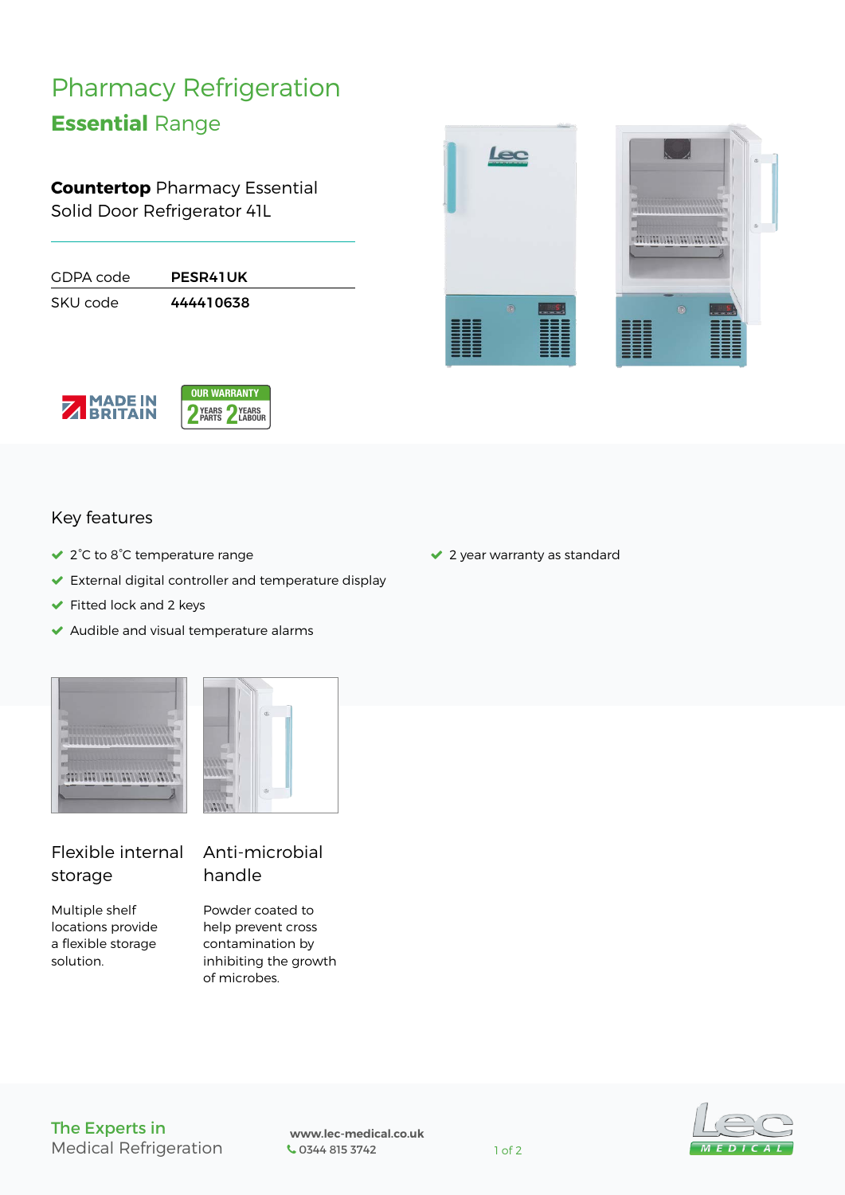# Pharmacy Refrigeration

## **Essential** Range

**Countertop** Pharmacy Essential Solid Door Refrigerator 41L

| GDPA code | **PESR41UK** |
| --- | --- |
| SKU code | **444410638** |

MADE IN BRITAIN

OUR WARRANTY: 2 YEARS PARTS, 2 YEARS LABOUR

## Key features

- 2˚C to 8˚C temperature range
- External digital controller and temperature display
- Fitted lock and 2 keys
- Audible and visual temperature alarms
- 2 year warranty as standard

### Flexible internal storage

Multiple shelf locations provide a flexible storage solution.

### Anti-microbial handle

Powder coated to help prevent cross contamination by inhibiting the growth of microbes.

The Experts in Medical Refrigeration

**www.lec-medical.co.uk**
0344 815 3742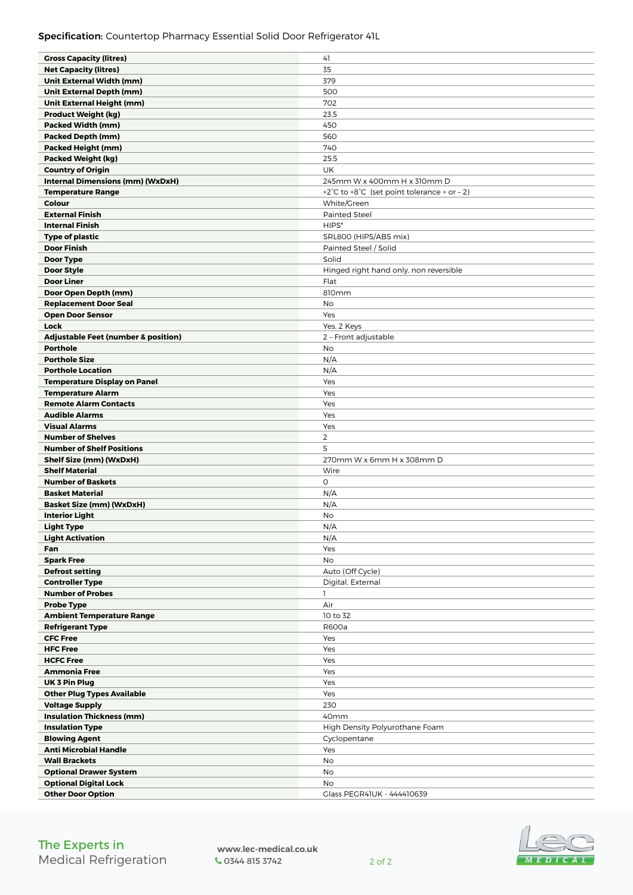**Specification:** Countertop Pharmacy Essential Solid Door Refrigerator 41L

| | |
|---|---|
| **Gross Capacity (litres)** | 41 |
| **Net Capacity (litres)** | 35 |
| **Unit External Width (mm)** | 379 |
| **Unit External Depth (mm)** | 500 |
| **Unit External Height (mm)** | 702 |
| **Product Weight (kg)** | 23.5 |
| **Packed Width (mm)** | 450 |
| **Packed Depth (mm)** | 560 |
| **Packed Height (mm)** | 740 |
| **Packed Weight (kg)** | 25.5 |
| **Country of Origin** | UK |
| **Internal Dimensions (mm) (WxDxH)** | 245mm W x 400mm H x 310mm D |
| **Temperature Range** | +2˚C to +8˚C (set point tolerance + or – 2) |
| **Colour** | White/Green |
| **External Finish** | Painted Steel |
| **Internal Finish** | HIPS* |
| **Type of plastic** | SRL800 (HIPS/ABS mix) |
| **Door Finish** | Painted Steel / Solid |
| **Door Type** | Solid |
| **Door Style** | Hinged right hand only, non reversible |
| **Door Liner** | Flat |
| **Door Open Depth (mm)** | 810mm |
| **Replacement Door Seal** | No |
| **Open Door Sensor** | Yes |
| **Lock** | Yes, 2 Keys |
| **Adjustable Feet (number & position)** | 2 – Front adjustable |
| **Porthole** | No |
| **Porthole Size** | N/A |
| **Porthole Location** | N/A |
| **Temperature Display on Panel** | Yes |
| **Temperature Alarm** | Yes |
| **Remote Alarm Contacts** | Yes |
| **Audible Alarms** | Yes |
| **Visual Alarms** | Yes |
| **Number of Shelves** | 2 |
| **Number of Shelf Positions** | 5 |
| **Shelf Size (mm) (WxDxH)** | 270mm W x 6mm H x 308mm D |
| **Shelf Material** | Wire |
| **Number of Baskets** | 0 |
| **Basket Material** | N/A |
| **Basket Size (mm) (WxDxH)** | N/A |
| **Interior Light** | No |
| **Light Type** | N/A |
| **Light Activation** | N/A |
| **Fan** | Yes |
| **Spark Free** | No |
| **Defrost setting** | Auto (Off Cycle) |
| **Controller Type** | Digital, External |
| **Number of Probes** | 1 |
| **Probe Type** | Air |
| **Ambient Temperature Range** | 10 to 32 |
| **Refrigerant Type** | R600a |
| **CFC Free** | Yes |
| **HFC Free** | Yes |
| **HCFC Free** | Yes |
| **Ammonia Free** | Yes |
| **UK 3 Pin Plug** | Yes |
| **Other Plug Types Available** | Yes |
| **Voltage Supply** | 230 |
| **Insulation Thickness (mm)** | 40mm |
| **Insulation Type** | High Density Polyurothane Foam |
| **Blowing Agent** | Cyclopentane |
| **Anti Microbial Handle** | Yes |
| **Wall Brackets** | No |
| **Optional Drawer System** | No |
| **Optional Digital Lock** | No |
| **Other Door Option** | Glass PEGR41UK - 444410639 |

The Experts in
Medical Refrigeration

**www.lec-medical.co.uk**
**0344 815 3742**